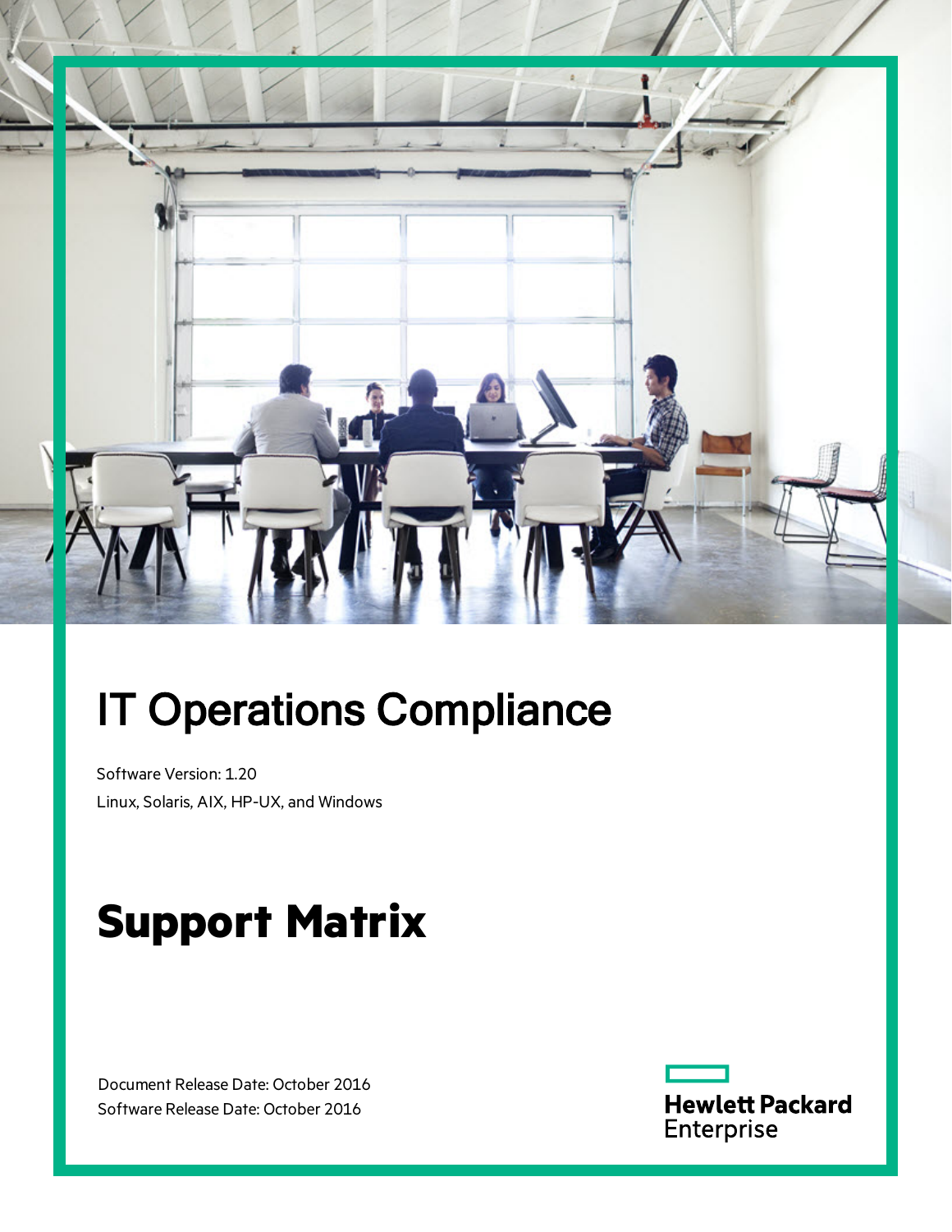# IT Operations Compliance

Software Version: 1.20

Linux, Solaris, AIX, HP-UX, and Windows

# Support Matrix

Document Release Date: October 2016

Software Release Date: October 2016

Hewlett Packard Enterprise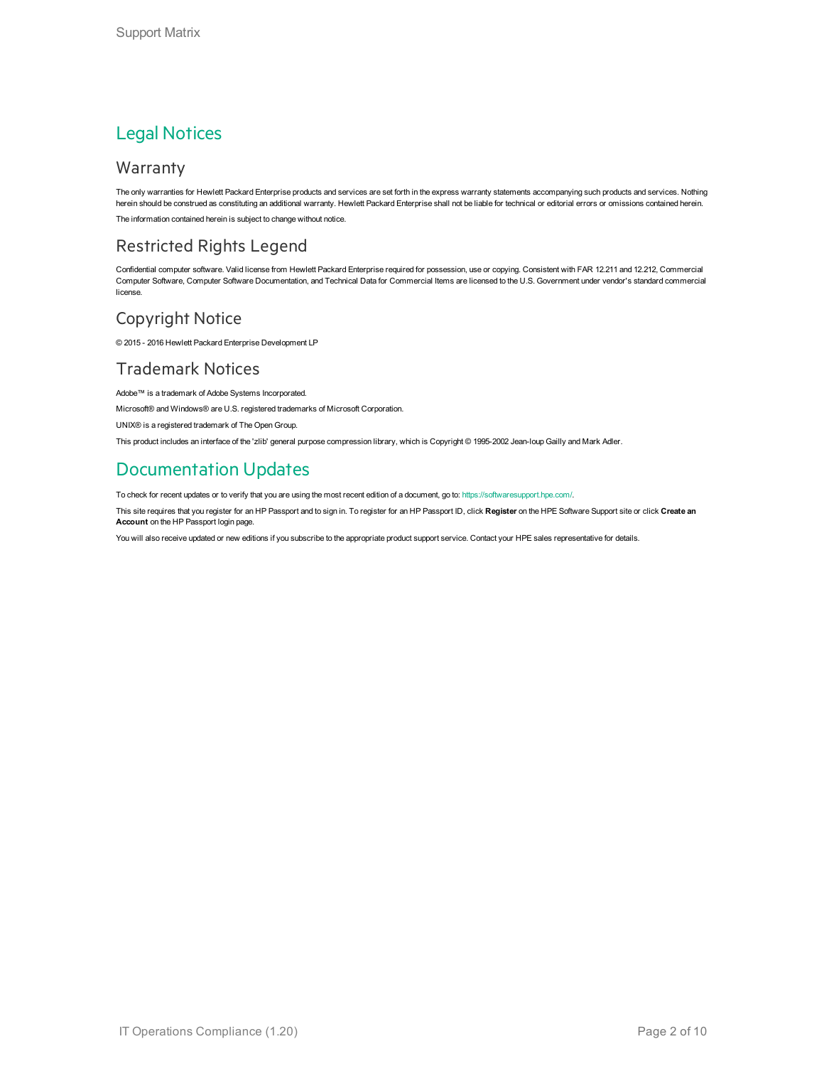# Legal Notices

## Warranty

The only warranties for Hewlett Packard Enterprise products and services are set forth in the express warranty statements accompanying such products and services. Nothing herein should be construed as constituting an additional warranty. Hewlett Packard Enterprise shall not be liable for technical or editorial errors or omissions contained herein.

The information contained herein is subject to change without notice.

## Restricted Rights Legend

Confidential computer software. Valid license from Hewlett Packard Enterprise required for possession, use or copying. Consistent with FAR 12.211 and 12.212, Commercial Computer Software, Computer Software Documentation, and Technical Data for Commercial Items are licensed to the U.S. Government under vendor's standard commercial license.

## Copyright Notice

© 2015 - 2016 Hewlett Packard Enterprise Development LP

## Trademark Notices

Adobe™ is a trademark of Adobe Systems Incorporated.

Microsoft® and Windows® are U.S. registered trademarks of Microsoft Corporation.

UNIX® is a registered trademark of The Open Group.

This product includes an interface of the 'zlib' general purpose compression library, which is Copyright © 1995-2002 Jean-loup Gailly and Mark Adler.

# Documentation Updates

To check for recent updates or to verify that you are using the most recent edition of a document, go to: https://softwaresupport.hpe.com/.

This site requires that you register for an HP Passport and to sign in. To register for an HP Passport ID, click **Register** on the HPE Software Support site or click **Create an Account** on the HP Passport login page.

You will also receive updated or new editions if you subscribe to the appropriate product support service. Contact your HPE sales representative for details.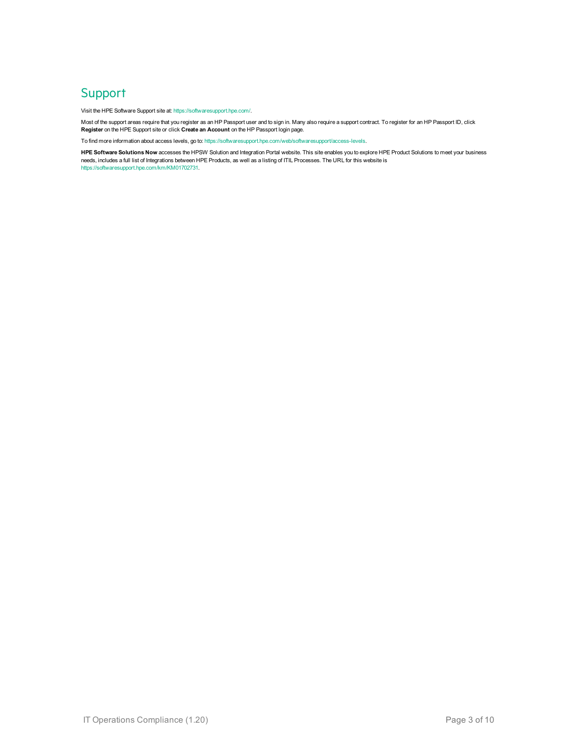# Support

Visit the HPE Software Support site at: https://softwaresupport.hpe.com/.

Most of the support areas require that you register as an HP Passport user and to sign in. Many also require a support contract. To register for an HP Passport ID, click **Register** on the HPE Support site or click **Create an Account** on the HP Passport login page.

To find more information about access levels, go to: https://softwaresupport.hpe.com/web/softwaresupport/access-levels.

**HPE Software Solutions Now** accesses the HPSW Solution and Integration Portal website. This site enables you to explore HPE Product Solutions to meet your business needs, includes a full list of Integrations between HPE Products, as well as a listing of ITIL Processes. The URL for this website is https://softwaresupport.hpe.com/km/KM01702731.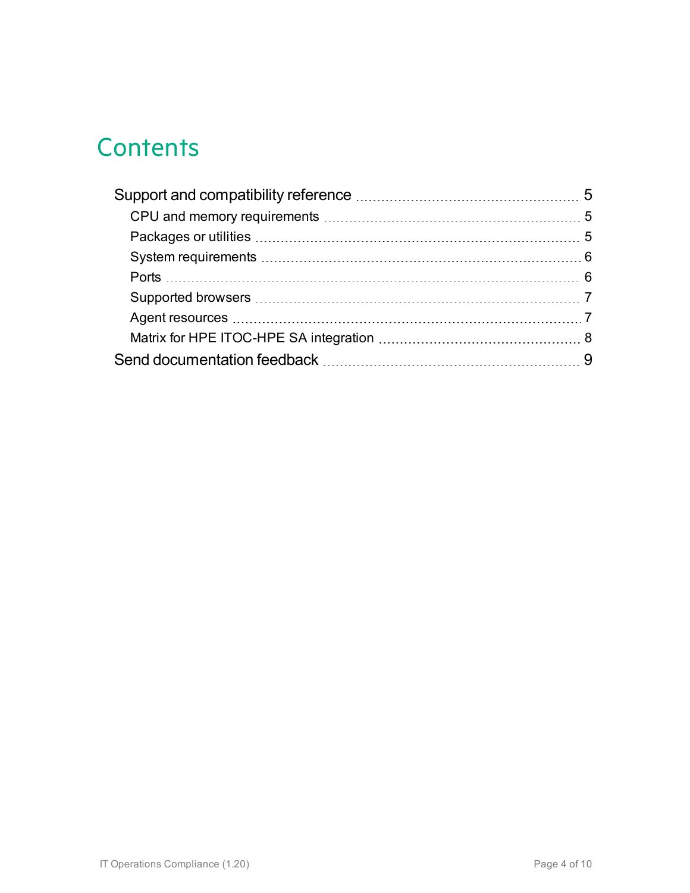# Contents

- Support and compatibility reference ..... 5
  - CPU and memory requirements ..... 5
  - Packages or utilities ..... 5
  - System requirements ..... 6
  - Ports ..... 6
  - Supported browsers ..... 7
  - Agent resources ..... 7
  - Matrix for HPE ITOC-HPE SA integration ..... 8
- Send documentation feedback ..... 9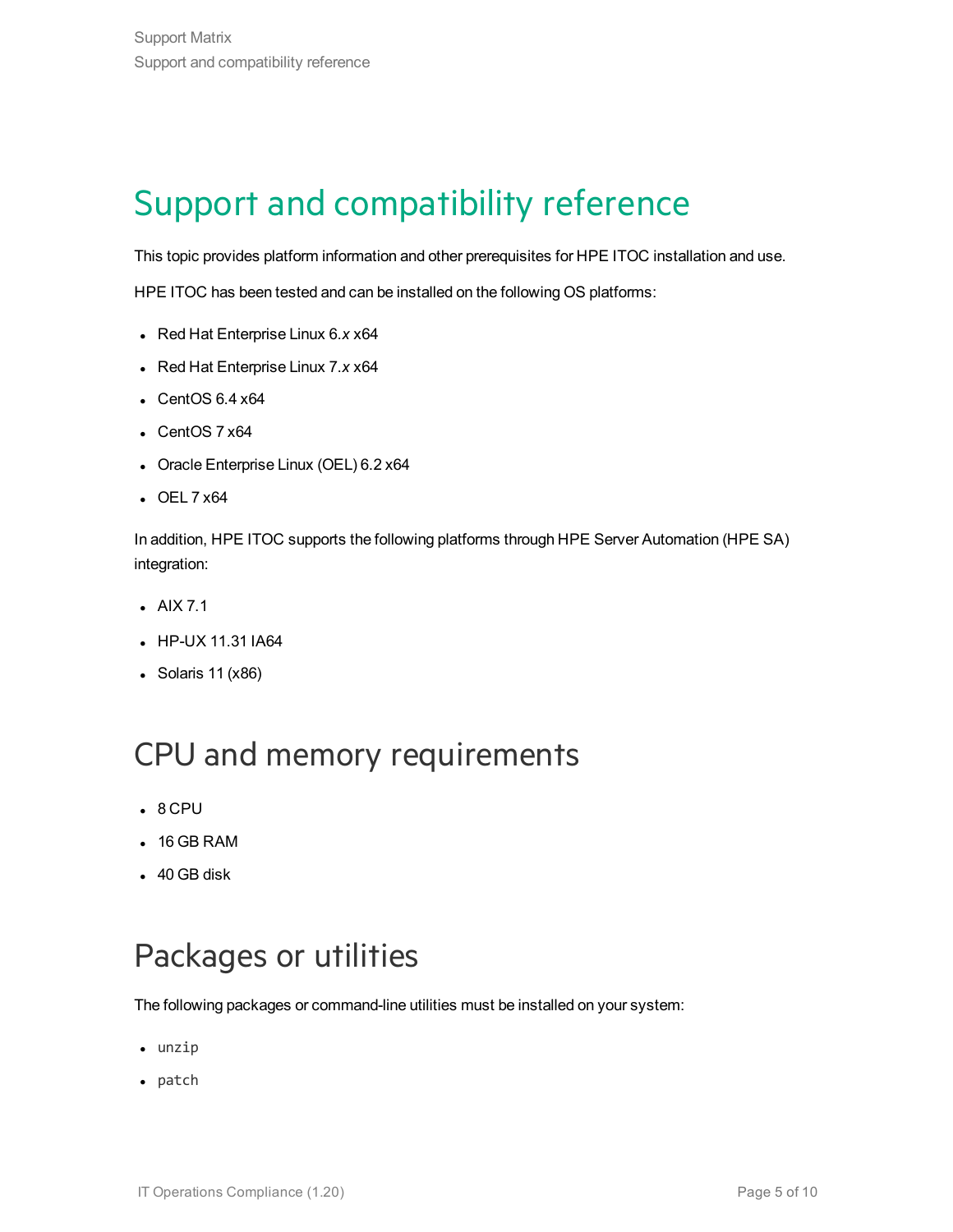# Support and compatibility reference

This topic provides platform information and other prerequisites for HPE ITOC installation and use.

HPE ITOC has been tested and can be installed on the following OS platforms:

- Red Hat Enterprise Linux 6.*x* x64
- Red Hat Enterprise Linux 7.*x* x64
- CentOS 6.4 x64
- CentOS 7 x64
- Oracle Enterprise Linux (OEL) 6.2 x64
- OEL 7 x64

In addition, HPE ITOC supports the following platforms through HPE Server Automation (HPE SA) integration:

- AIX 7.1
- HP-UX 11.31 IA64
- Solaris 11 (x86)

## CPU and memory requirements

- 8 CPU
- 16 GB RAM
- 40 GB disk

## Packages or utilities

The following packages or command-line utilities must be installed on your system:

- `unzip`
- `patch`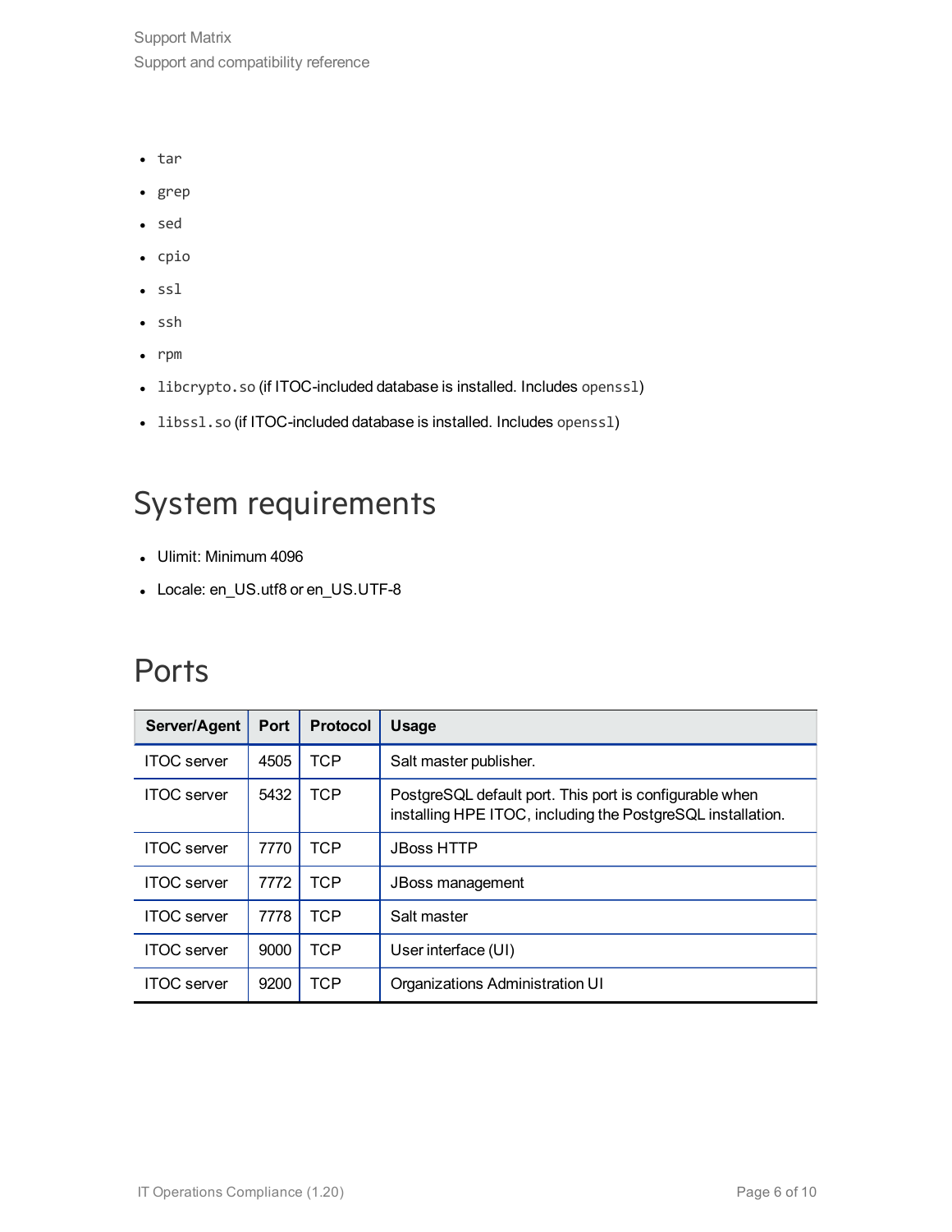- `tar`
- `grep`
- `sed`
- `cpio`
- `ssl`
- `ssh`
- `rpm`
- `libcrypto.so` (if ITOC-included database is installed. Includes `openssl`)
- `libssl.so` (if ITOC-included database is installed. Includes `openssl`)

# System requirements

- Ulimit: Minimum 4096
- Locale: en_US.utf8 or en_US.UTF-8

# Ports

| Server/Agent | Port | Protocol | Usage |
| --- | --- | --- | --- |
| ITOC server | 4505 | TCP | Salt master publisher. |
| ITOC server | 5432 | TCP | PostgreSQL default port. This port is configurable when installing HPE ITOC, including the PostgreSQL installation. |
| ITOC server | 7770 | TCP | JBoss HTTP |
| ITOC server | 7772 | TCP | JBoss management |
| ITOC server | 7778 | TCP | Salt master |
| ITOC server | 9000 | TCP | User interface (UI) |
| ITOC server | 9200 | TCP | Organizations Administration UI |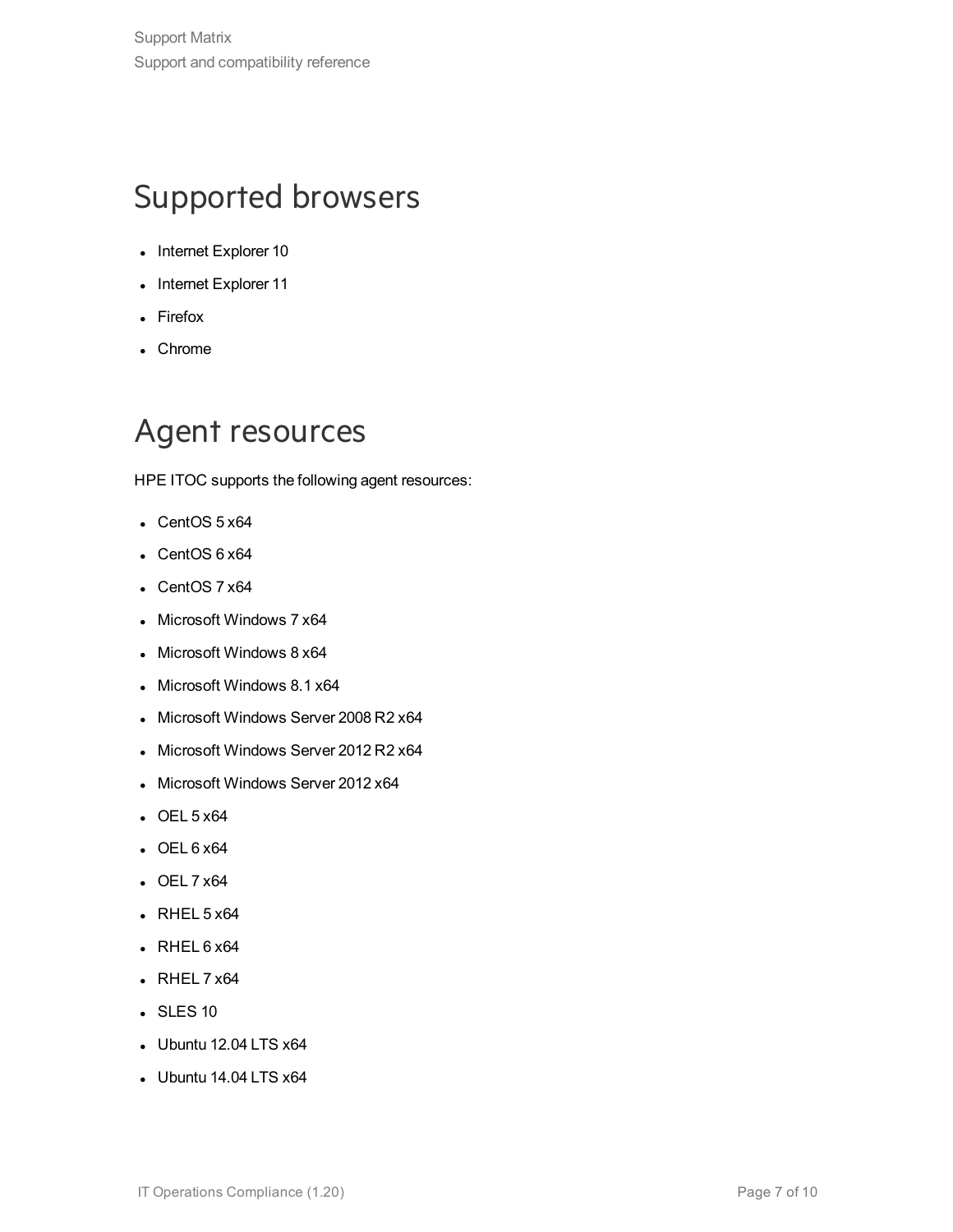# Supported browsers

- Internet Explorer 10
- Internet Explorer 11
- Firefox
- Chrome

# Agent resources

HPE ITOC supports the following agent resources:

- CentOS 5 x64
- CentOS 6 x64
- CentOS 7 x64
- Microsoft Windows 7 x64
- Microsoft Windows 8 x64
- Microsoft Windows 8.1 x64
- Microsoft Windows Server 2008 R2 x64
- Microsoft Windows Server 2012 R2 x64
- Microsoft Windows Server 2012 x64
- OEL 5 x64
- OEL 6 x64
- OEL 7 x64
- RHEL 5 x64
- RHEL 6 x64
- RHEL 7 x64
- SLES 10
- Ubuntu 12.04 LTS x64
- Ubuntu 14.04 LTS x64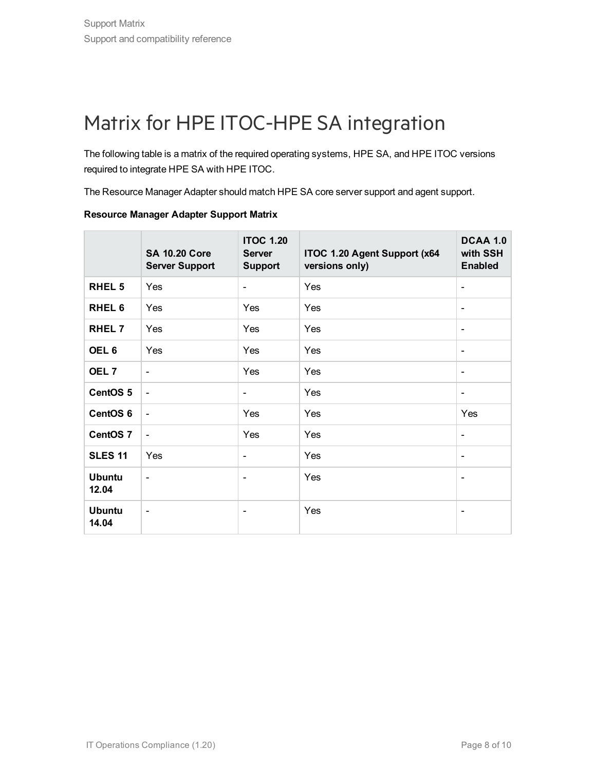# Matrix for HPE ITOC-HPE SA integration

The following table is a matrix of the required operating systems, HPE SA, and HPE ITOC versions required to integrate HPE SA with HPE ITOC.

The Resource Manager Adapter should match HPE SA core server support and agent support.

**Resource Manager Adapter Support Matrix**

| | SA 10.20 Core Server Support | ITOC 1.20 Server Support | ITOC 1.20 Agent Support (x64 versions only) | DCAA 1.0 with SSH Enabled |
|---|---|---|---|---|
| **RHEL 5** | Yes | - | Yes | - |
| **RHEL 6** | Yes | Yes | Yes | - |
| **RHEL 7** | Yes | Yes | Yes | - |
| **OEL 6** | Yes | Yes | Yes | - |
| **OEL 7** | - | Yes | Yes | - |
| **CentOS 5** | - | - | Yes | - |
| **CentOS 6** | - | Yes | Yes | Yes |
| **CentOS 7** | - | Yes | Yes | - |
| **SLES 11** | Yes | - | Yes | - |
| **Ubuntu 12.04** | - | - | Yes | - |
| **Ubuntu 14.04** | - | - | Yes | - |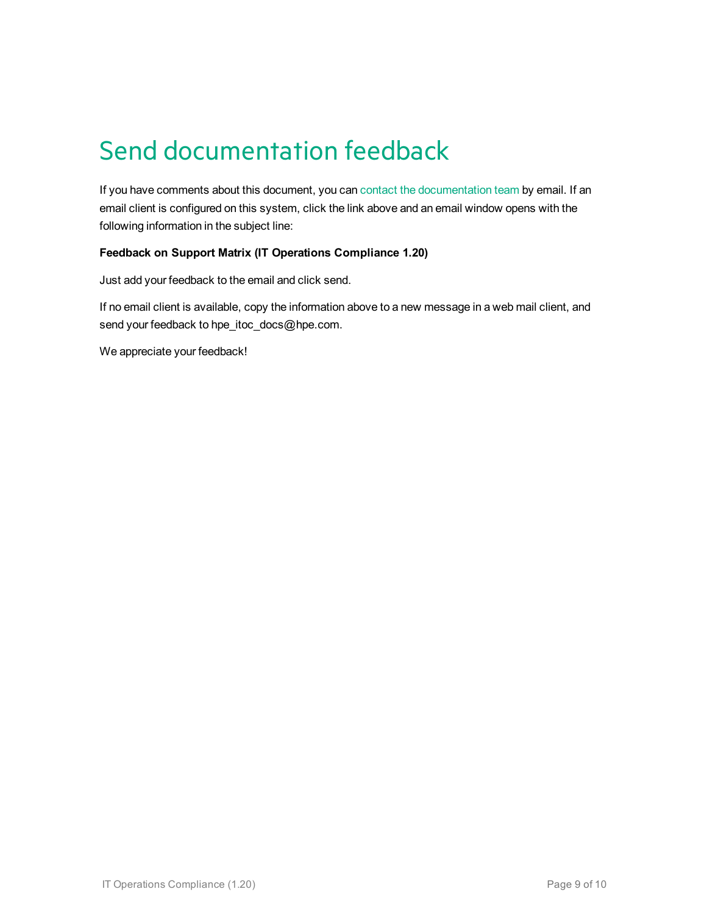# Send documentation feedback

If you have comments about this document, you can contact the documentation team by email. If an email client is configured on this system, click the link above and an email window opens with the following information in the subject line:

**Feedback on Support Matrix (IT Operations Compliance 1.20)**

Just add your feedback to the email and click send.

If no email client is available, copy the information above to a new message in a web mail client, and send your feedback to hpe_itoc_docs@hpe.com.

We appreciate your feedback!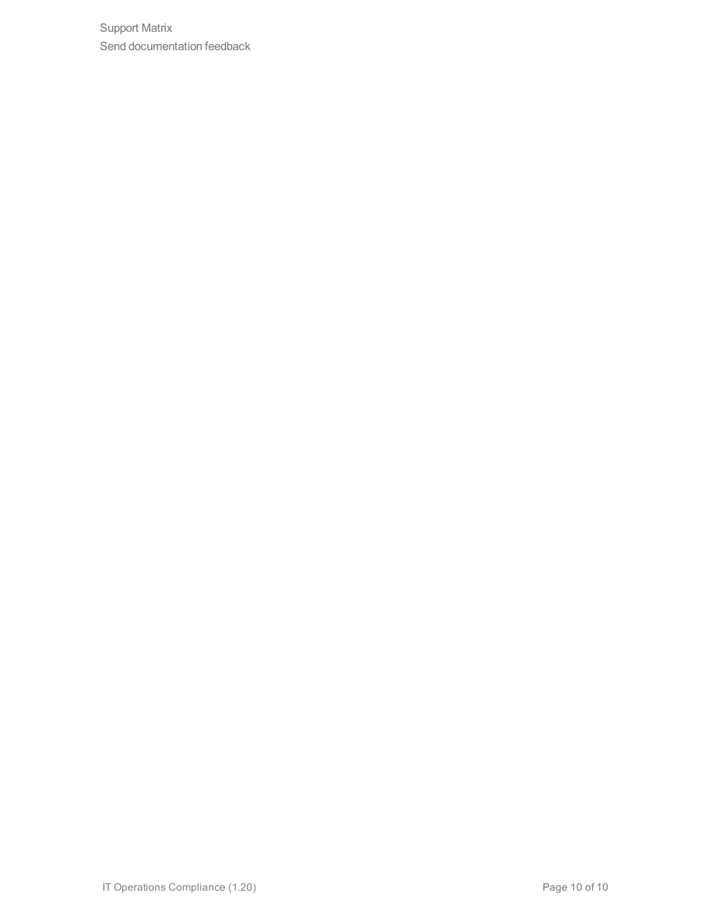Support Matrix

Send documentation feedback